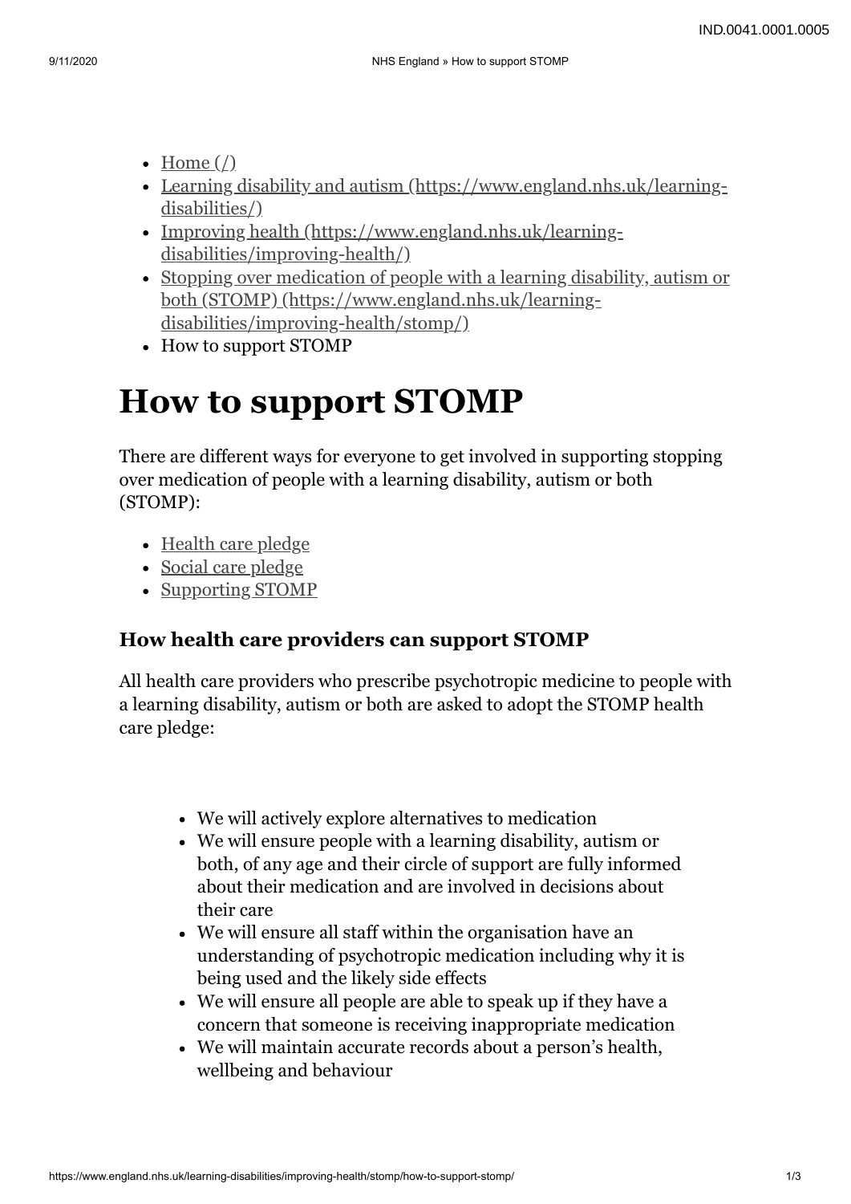- Home (/)
- Learning disability and autism (https://www.england.nhs.uk/learning-disabilities/)
- Improving health (https://www.england.nhs.uk/learning-disabilities/improving-health/)
- Stopping over medication of people with a learning disability, autism or both (STOMP) (https://www.england.nhs.uk/learning-disabilities/improving-health/stomp/)
- How to support STOMP

# How to support STOMP

There are different ways for everyone to get involved in supporting stopping over medication of people with a learning disability, autism or both (STOMP):

- Health care pledge
- Social care pledge
- Supporting STOMP

### How health care providers can support STOMP

All health care providers who prescribe psychotropic medicine to people with a learning disability, autism or both are asked to adopt the STOMP health care pledge:

- We will actively explore alternatives to medication
- We will ensure people with a learning disability, autism or both, of any age and their circle of support are fully informed about their medication and are involved in decisions about their care
- We will ensure all staff within the organisation have an understanding of psychotropic medication including why it is being used and the likely side effects
- We will ensure all people are able to speak up if they have a concern that someone is receiving inappropriate medication
- We will maintain accurate records about a person's health, wellbeing and behaviour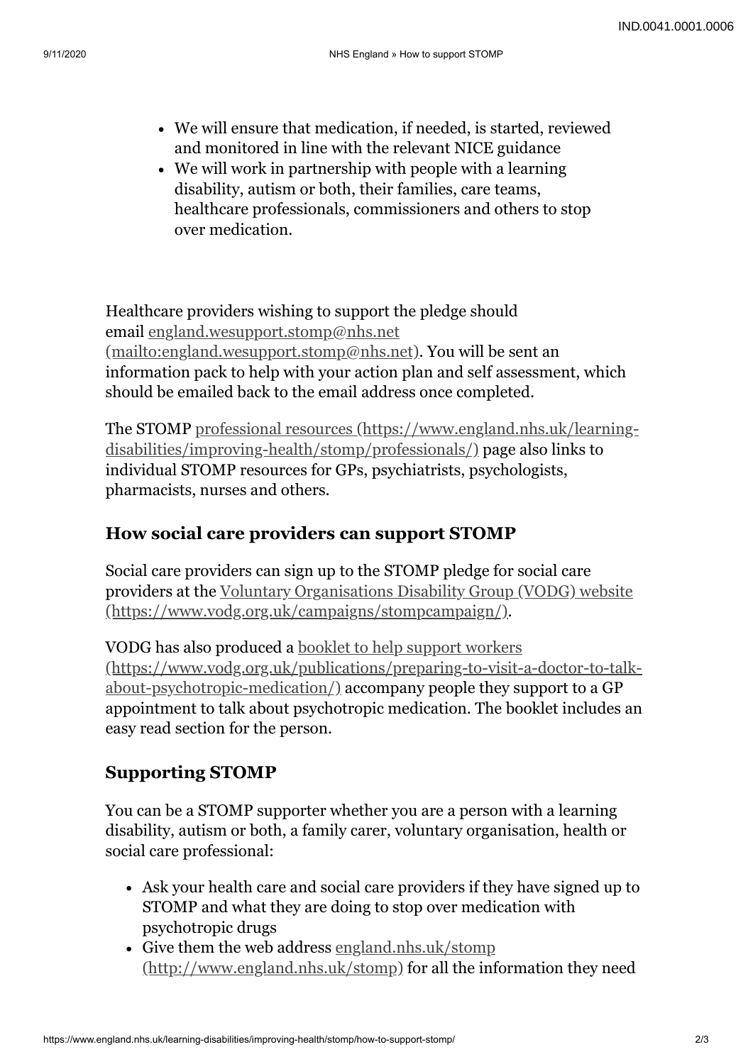- We will ensure that medication, if needed, is started, reviewed and monitored in line with the relevant NICE guidance
- We will work in partnership with people with a learning disability, autism or both, their families, care teams, healthcare professionals, commissioners and others to stop over medication.

Healthcare providers wishing to support the pledge should email england.wesupport.stomp@nhs.net (mailto:england.wesupport.stomp@nhs.net). You will be sent an information pack to help with your action plan and self assessment, which should be emailed back to the email address once completed.

The STOMP professional resources (https://www.england.nhs.uk/learning-disabilities/improving-health/stomp/professionals/) page also links to individual STOMP resources for GPs, psychiatrists, psychologists, pharmacists, nurses and others.

## How social care providers can support STOMP

Social care providers can sign up to the STOMP pledge for social care providers at the Voluntary Organisations Disability Group (VODG) website (https://www.vodg.org.uk/campaigns/stompcampaign/).

VODG has also produced a booklet to help support workers (https://www.vodg.org.uk/publications/preparing-to-visit-a-doctor-to-talk-about-psychotropic-medication/) accompany people they support to a GP appointment to talk about psychotropic medication. The booklet includes an easy read section for the person.

## Supporting STOMP

You can be a STOMP supporter whether you are a person with a learning disability, autism or both, a family carer, voluntary organisation, health or social care professional:

- Ask your health care and social care providers if they have signed up to STOMP and what they are doing to stop over medication with psychotropic drugs
- Give them the web address england.nhs.uk/stomp (http://www.england.nhs.uk/stomp) for all the information they need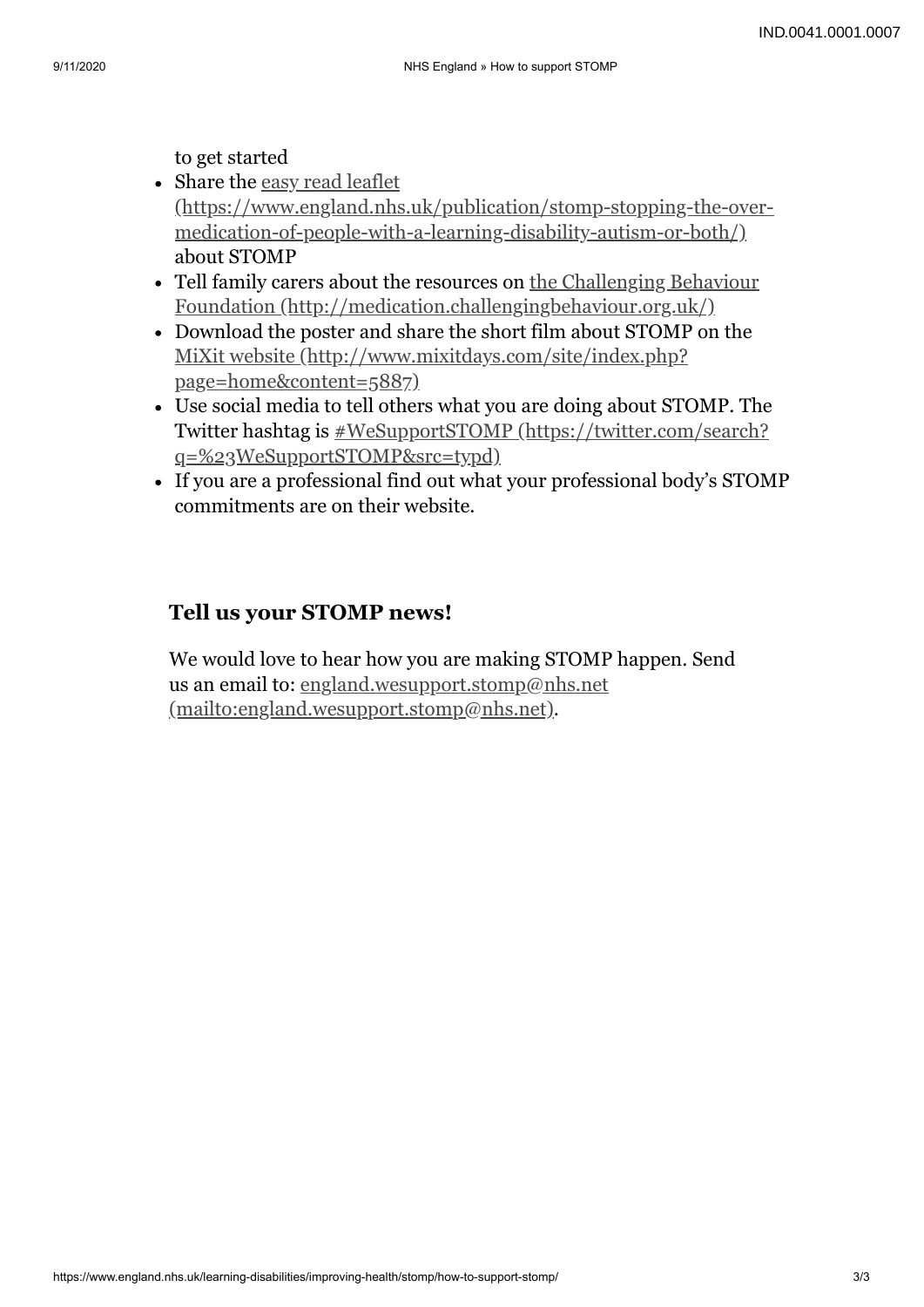to get started

- Share the easy read leaflet (https://www.england.nhs.uk/publication/stomp-stopping-the-over-medication-of-people-with-a-learning-disability-autism-or-both/) about STOMP
- Tell family carers about the resources on the Challenging Behaviour Foundation (http://medication.challengingbehaviour.org.uk/)
- Download the poster and share the short film about STOMP on the MiXit website (http://www.mixitdays.com/site/index.php?page=home&content=5887)
- Use social media to tell others what you are doing about STOMP. The Twitter hashtag is #WeSupportSTOMP (https://twitter.com/search?q=%23WeSupportSTOMP&src=typd)
- If you are a professional find out what your professional body's STOMP commitments are on their website.

### Tell us your STOMP news!

We would love to hear how you are making STOMP happen. Send us an email to: england.wesupport.stomp@nhs.net (mailto:england.wesupport.stomp@nhs.net).